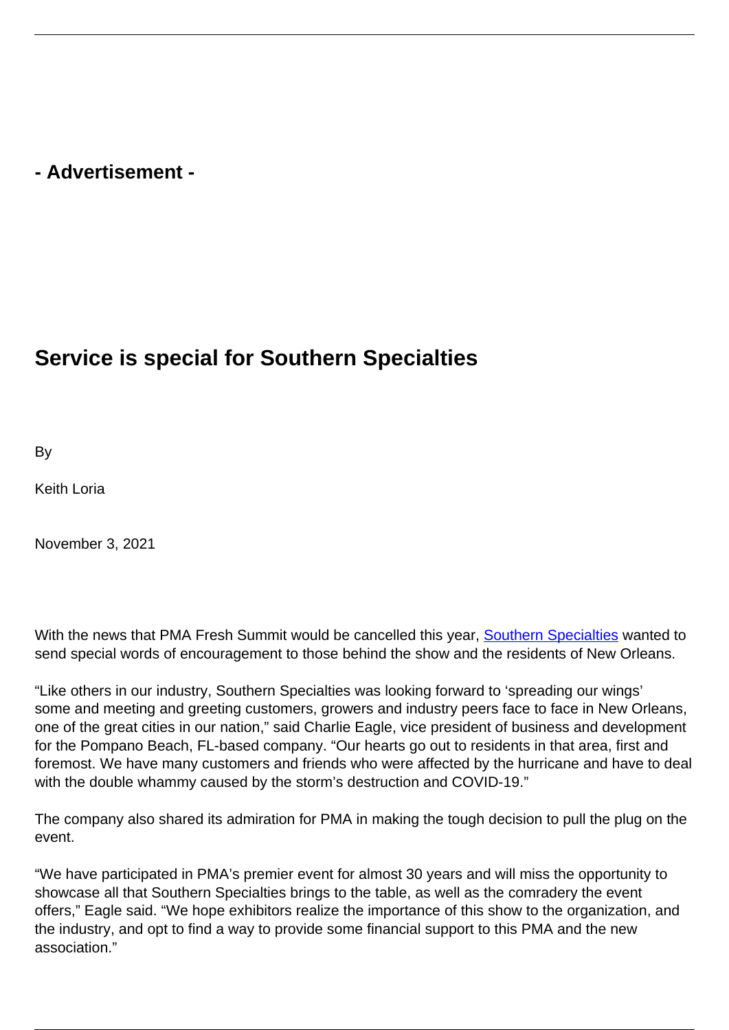- Advertisement -

# Service is special for Southern Specialties

By

Keith Loria

November 3, 2021

With the news that PMA Fresh Summit would be cancelled this year, Southern Specialties wanted to send special words of encouragement to those behind the show and the residents of New Orleans.

"Like others in our industry, Southern Specialties was looking forward to 'spreading our wings' some and meeting and greeting customers, growers and industry peers face to face in New Orleans, one of the great cities in our nation," said Charlie Eagle, vice president of business and development for the Pompano Beach, FL-based company. "Our hearts go out to residents in that area, first and foremost. We have many customers and friends who were affected by the hurricane and have to deal with the double whammy caused by the storm's destruction and COVID-19."

The company also shared its admiration for PMA in making the tough decision to pull the plug on the event.

"We have participated in PMA's premier event for almost 30 years and will miss the opportunity to showcase all that Southern Specialties brings to the table, as well as the comradery the event offers," Eagle said. "We hope exhibitors realize the importance of this show to the organization, and the industry, and opt to find a way to provide some financial support to this PMA and the new association."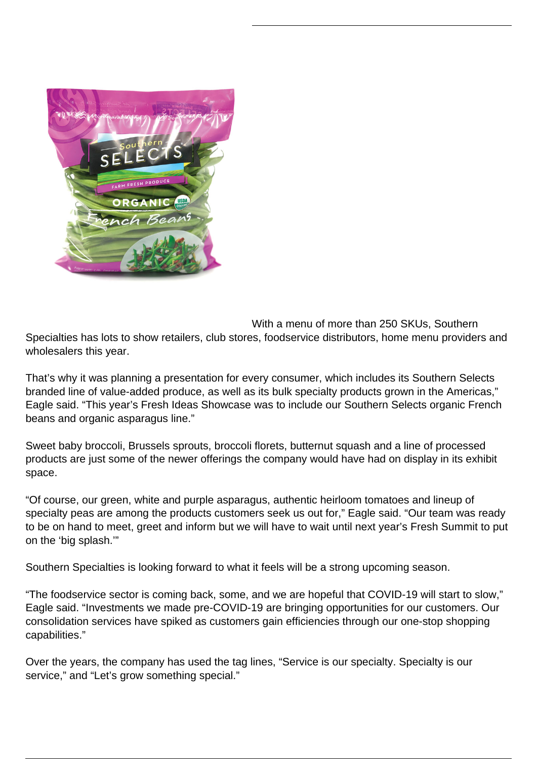With a menu of more than 250 SKUs, Southern Specialties has lots to show retailers, club stores, foodservice distributors, home menu providers and wholesalers this year.

That's why it was planning a presentation for every consumer, which includes its Southern Selects branded line of value-added produce, as well as its bulk specialty products grown in the Americas," Eagle said. "This year's Fresh Ideas Showcase was to include our Southern Selects organic French beans and organic asparagus line."

Sweet baby broccoli, Brussels sprouts, broccoli florets, butternut squash and a line of processed products are just some of the newer offerings the company would have had on display in its exhibit space.

"Of course, our green, white and purple asparagus, authentic heirloom tomatoes and lineup of specialty peas are among the products customers seek us out for," Eagle said. "Our team was ready to be on hand to meet, greet and inform but we will have to wait until next year's Fresh Summit to put on the 'big splash.'"

Southern Specialties is looking forward to what it feels will be a strong upcoming season.

"The foodservice sector is coming back, some, and we are hopeful that COVID-19 will start to slow," Eagle said. "Investments we made pre-COVID-19 are bringing opportunities for our customers. Our consolidation services have spiked as customers gain efficiencies through our one-stop shopping capabilities."

Over the years, the company has used the tag lines, "Service is our specialty. Specialty is our service," and "Let's grow something special."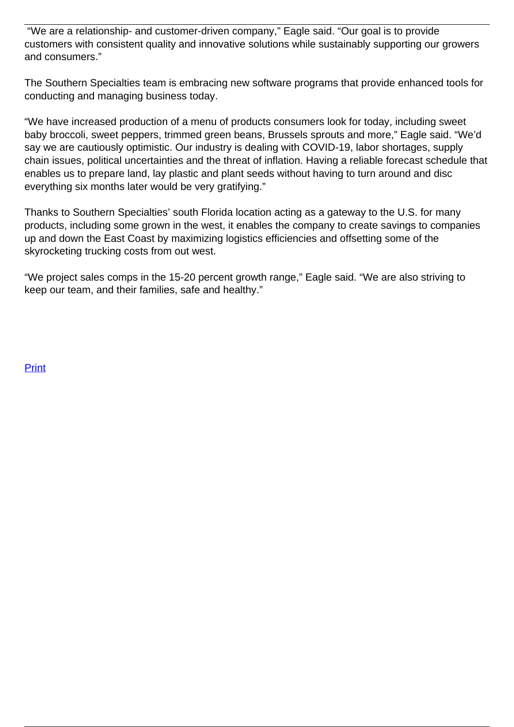"We are a relationship- and customer-driven company," Eagle said. "Our goal is to provide customers with consistent quality and innovative solutions while sustainably supporting our growers and consumers."

The Southern Specialties team is embracing new software programs that provide enhanced tools for conducting and managing business today.

"We have increased production of a menu of products consumers look for today, including sweet baby broccoli, sweet peppers, trimmed green beans, Brussels sprouts and more," Eagle said. "We'd say we are cautiously optimistic. Our industry is dealing with COVID-19, labor shortages, supply chain issues, political uncertainties and the threat of inflation. Having a reliable forecast schedule that enables us to prepare land, lay plastic and plant seeds without having to turn around and disc everything six months later would be very gratifying."

Thanks to Southern Specialties' south Florida location acting as a gateway to the U.S. for many products, including some grown in the west, it enables the company to create savings to companies up and down the East Coast by maximizing logistics efficiencies and offsetting some of the skyrocketing trucking costs from out west.

"We project sales comps in the 15-20 percent growth range," Eagle said. "We are also striving to keep our team, and their families, safe and healthy."

Print